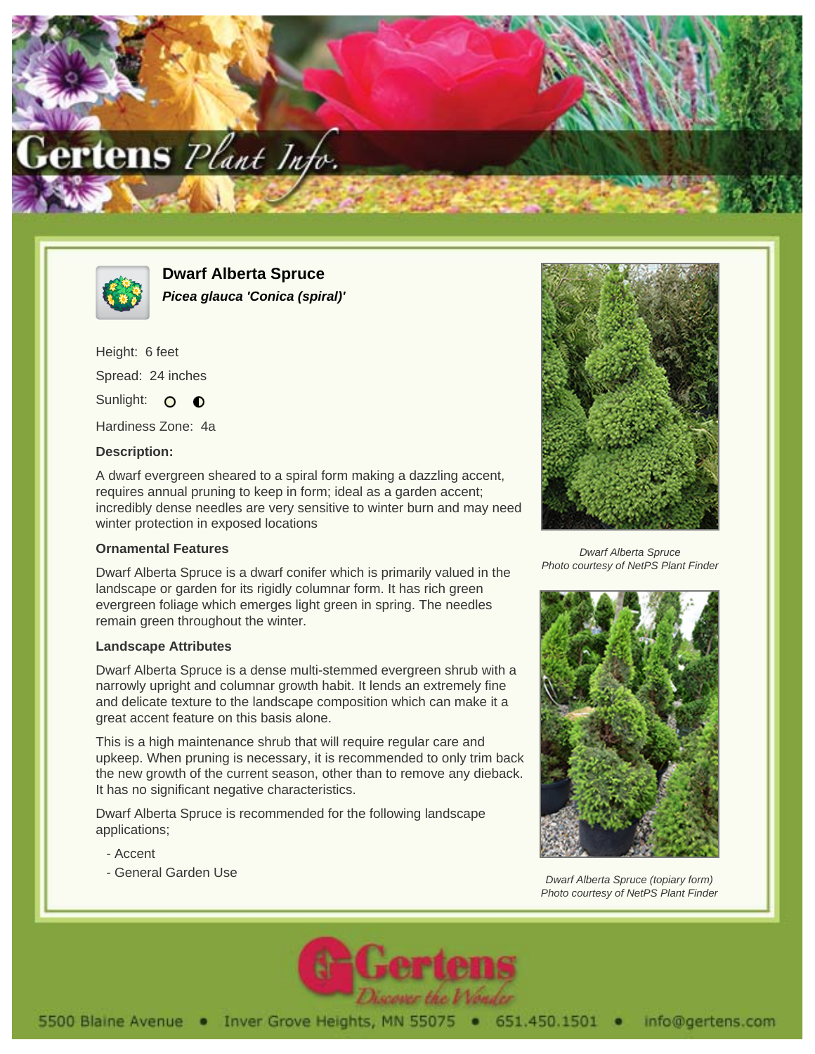# Dwarf Alberta Spruce

***Picea glauca 'Conica (spiral)'***

Height: 6 feet

Spread: 24 inches

Sunlight:

Hardiness Zone: 4a

**Description:**

A dwarf evergreen sheared to a spiral form making a dazzling accent, requires annual pruning to keep in form; ideal as a garden accent; incredibly dense needles are very sensitive to winter burn and may need winter protection in exposed locations

### Ornamental Features

Dwarf Alberta Spruce is a dwarf conifer which is primarily valued in the landscape or garden for its rigidly columnar form. It has rich green evergreen foliage which emerges light green in spring. The needles remain green throughout the winter.

### Landscape Attributes

Dwarf Alberta Spruce is a dense multi-stemmed evergreen shrub with a narrowly upright and columnar growth habit. It lends an extremely fine and delicate texture to the landscape composition which can make it a great accent feature on this basis alone.

This is a high maintenance shrub that will require regular care and upkeep. When pruning is necessary, it is recommended to only trim back the new growth of the current season, other than to remove any dieback. It has no significant negative characteristics.

Dwarf Alberta Spruce is recommended for the following landscape applications;

- Accent
- General Garden Use

*Dwarf Alberta Spruce*
*Photo courtesy of NetPS Plant Finder*

*Dwarf Alberta Spruce (topiary form)*
*Photo courtesy of NetPS Plant Finder*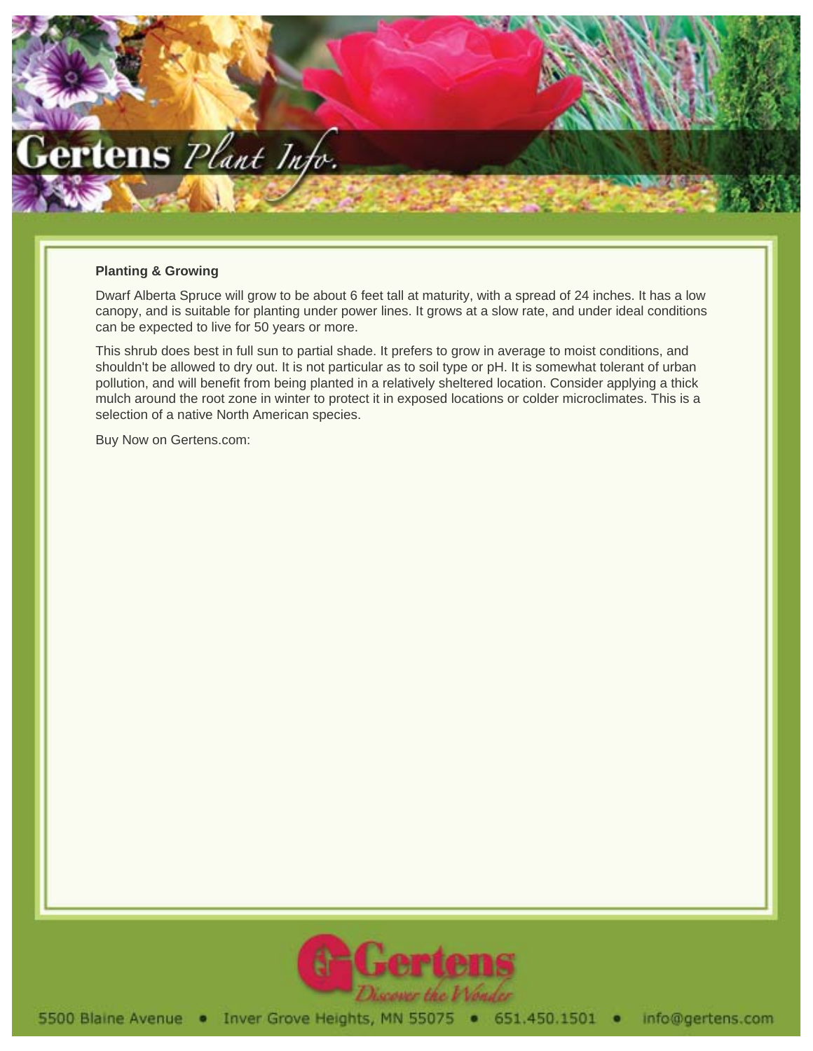**Planting & Growing**

Dwarf Alberta Spruce will grow to be about 6 feet tall at maturity, with a spread of 24 inches. It has a low canopy, and is suitable for planting under power lines. It grows at a slow rate, and under ideal conditions can be expected to live for 50 years or more.

This shrub does best in full sun to partial shade. It prefers to grow in average to moist conditions, and shouldn't be allowed to dry out. It is not particular as to soil type or pH. It is somewhat tolerant of urban pollution, and will benefit from being planted in a relatively sheltered location. Consider applying a thick mulch around the root zone in winter to protect it in exposed locations or colder microclimates. This is a selection of a native North American species.

Buy Now on Gertens.com: